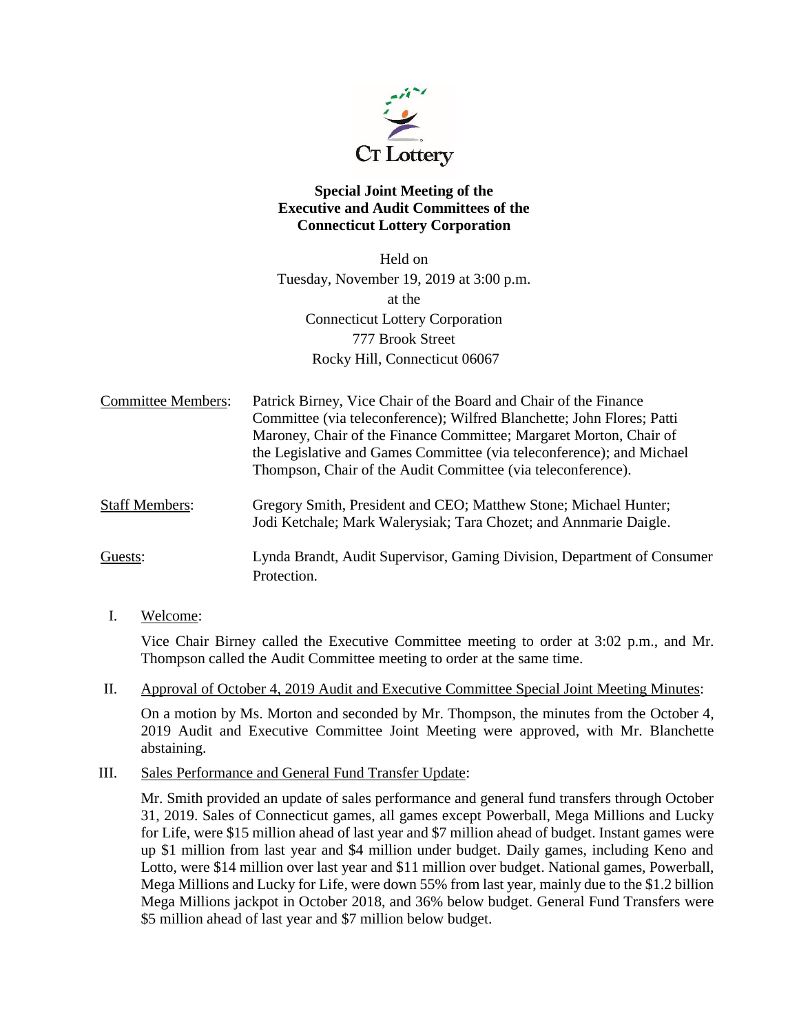**Special Joint Meeting of the**
**Executive and Audit Committees of the**
**Connecticut Lottery Corporation**

Held on
Tuesday, November 19, 2019 at 3:00 p.m.
at the
Connecticut Lottery Corporation
777 Brook Street
Rocky Hill, Connecticut 06067

Committee Members: Patrick Birney, Vice Chair of the Board and Chair of the Finance Committee (via teleconference); Wilfred Blanchette; John Flores; Patti Maroney, Chair of the Finance Committee; Margaret Morton, Chair of the Legislative and Games Committee (via teleconference); and Michael Thompson, Chair of the Audit Committee (via teleconference).

Staff Members: Gregory Smith, President and CEO; Matthew Stone; Michael Hunter; Jodi Ketchale; Mark Walerysiak; Tara Chozet; and Annmarie Daigle.

Guests: Lynda Brandt, Audit Supervisor, Gaming Division, Department of Consumer Protection.

I. Welcome:

Vice Chair Birney called the Executive Committee meeting to order at 3:02 p.m., and Mr. Thompson called the Audit Committee meeting to order at the same time.

II. Approval of October 4, 2019 Audit and Executive Committee Special Joint Meeting Minutes:

On a motion by Ms. Morton and seconded by Mr. Thompson, the minutes from the October 4, 2019 Audit and Executive Committee Joint Meeting were approved, with Mr. Blanchette abstaining.

III. Sales Performance and General Fund Transfer Update:

Mr. Smith provided an update of sales performance and general fund transfers through October 31, 2019. Sales of Connecticut games, all games except Powerball, Mega Millions and Lucky for Life, were \$15 million ahead of last year and \$7 million ahead of budget. Instant games were up \$1 million from last year and \$4 million under budget. Daily games, including Keno and Lotto, were \$14 million over last year and \$11 million over budget. National games, Powerball, Mega Millions and Lucky for Life, were down 55% from last year, mainly due to the \$1.2 billion Mega Millions jackpot in October 2018, and 36% below budget. General Fund Transfers were \$5 million ahead of last year and \$7 million below budget.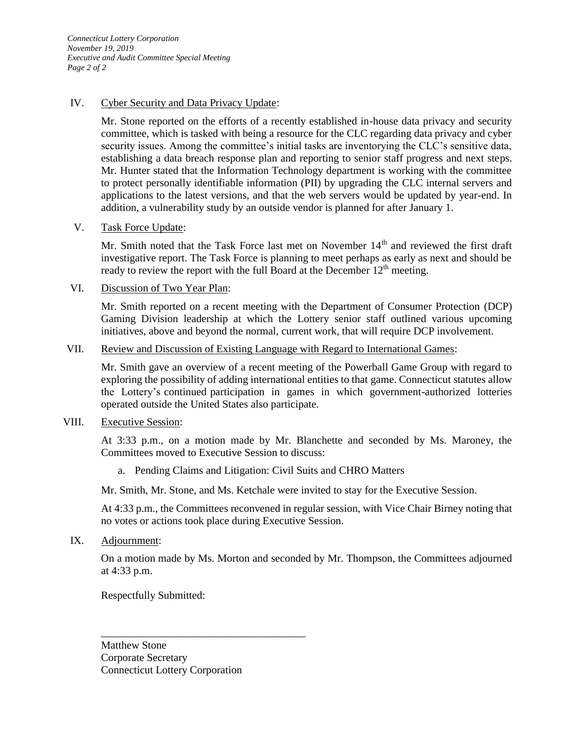IV. Cyber Security and Data Privacy Update:

Mr. Stone reported on the efforts of a recently established in-house data privacy and security committee, which is tasked with being a resource for the CLC regarding data privacy and cyber security issues. Among the committee's initial tasks are inventorying the CLC's sensitive data, establishing a data breach response plan and reporting to senior staff progress and next steps. Mr. Hunter stated that the Information Technology department is working with the committee to protect personally identifiable information (PII) by upgrading the CLC internal servers and applications to the latest versions, and that the web servers would be updated by year-end. In addition, a vulnerability study by an outside vendor is planned for after January 1.

V. Task Force Update:

Mr. Smith noted that the Task Force last met on November 14th and reviewed the first draft investigative report. The Task Force is planning to meet perhaps as early as next and should be ready to review the report with the full Board at the December 12th meeting.

VI. Discussion of Two Year Plan:

Mr. Smith reported on a recent meeting with the Department of Consumer Protection (DCP) Gaming Division leadership at which the Lottery senior staff outlined various upcoming initiatives, above and beyond the normal, current work, that will require DCP involvement.

VII. Review and Discussion of Existing Language with Regard to International Games:

Mr. Smith gave an overview of a recent meeting of the Powerball Game Group with regard to exploring the possibility of adding international entities to that game. Connecticut statutes allow the Lottery's continued participation in games in which government-authorized lotteries operated outside the United States also participate.

VIII. Executive Session:

At 3:33 p.m., on a motion made by Mr. Blanchette and seconded by Ms. Maroney, the Committees moved to Executive Session to discuss:

a. Pending Claims and Litigation: Civil Suits and CHRO Matters

Mr. Smith, Mr. Stone, and Ms. Ketchale were invited to stay for the Executive Session.

At 4:33 p.m., the Committees reconvened in regular session, with Vice Chair Birney noting that no votes or actions took place during Executive Session.

IX. Adjournment:

On a motion made by Ms. Morton and seconded by Mr. Thompson, the Committees adjourned at 4:33 p.m.

Respectfully Submitted:

\_\_\_\_\_\_\_\_\_\_\_\_\_\_\_\_\_\_\_\_\_\_\_\_\_\_\_\_\_\_\_\_\_\_\_\_\_\_\_

Matthew Stone
Corporate Secretary
Connecticut Lottery Corporation